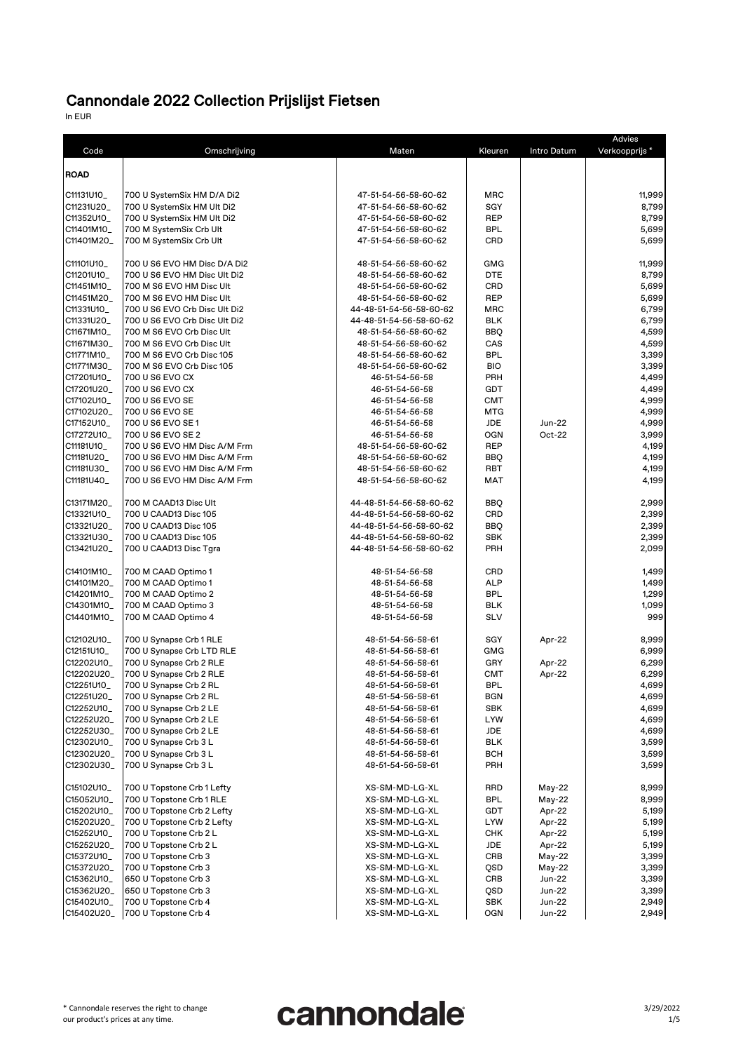# Cannondale 2022 Collection Prijslijst Fietsen

In EUR

| Code | Omschrijving | Maten | Kleuren | Intro Datum | Advies Verkoopprijs * |
|---|---|---|---|---|---|
| **ROAD** | | | | | |
| C11131U10_ | 700 U SystemSix HM D/A Di2 | 47-51-54-56-58-60-62 | MRC | | 11,999 |
| C11231U20_ | 700 U SystemSix HM Ult Di2 | 47-51-54-56-58-60-62 | SGY | | 8,799 |
| C11352U10_ | 700 U SystemSix HM Ult Di2 | 47-51-54-56-58-60-62 | REP | | 8,799 |
| C11401M10_ | 700 M SystemSix Crb Ult | 47-51-54-56-58-60-62 | BPL | | 5,699 |
| C11401M20_ | 700 M SystemSix Crb Ult | 47-51-54-56-58-60-62 | CRD | | 5,699 |
| | | | | | |
| C11101U10_ | 700 U S6 EVO HM Disc D/A Di2 | 48-51-54-56-58-60-62 | GMG | | 11,999 |
| C11201U10_ | 700 U S6 EVO HM Disc Ult Di2 | 48-51-54-56-58-60-62 | DTE | | 8,799 |
| C11451M10_ | 700 M S6 EVO HM Disc Ult | 48-51-54-56-58-60-62 | CRD | | 5,699 |
| C11451M20_ | 700 M S6 EVO HM Disc Ult | 48-51-54-56-58-60-62 | REP | | 5,699 |
| C11331U10_ | 700 U S6 EVO Crb Disc Ult Di2 | 44-48-51-54-56-58-60-62 | MRC | | 6,799 |
| C11331U20_ | 700 U S6 EVO Crb Disc Ult Di2 | 44-48-51-54-56-58-60-62 | BLK | | 6,799 |
| C11671M10_ | 700 M S6 EVO Crb Disc Ult | 48-51-54-56-58-60-62 | BBQ | | 4,599 |
| C11671M30_ | 700 M S6 EVO Crb Disc Ult | 48-51-54-56-58-60-62 | CAS | | 4,599 |
| C11771M10_ | 700 M S6 EVO Crb Disc 105 | 48-51-54-56-58-60-62 | BPL | | 3,399 |
| C11771M30_ | 700 M S6 EVO Crb Disc 105 | 48-51-54-56-58-60-62 | BIO | | 3,399 |
| C17201U10_ | 700 U S6 EVO CX | 46-51-54-56-58 | PRH | | 4,499 |
| C17201U20_ | 700 U S6 EVO CX | 46-51-54-56-58 | GDT | | 4,499 |
| C17102U10_ | 700 U S6 EVO SE | 46-51-54-56-58 | CMT | | 4,999 |
| C17102U20_ | 700 U S6 EVO SE | 46-51-54-56-58 | MTG | | 4,999 |
| C17152U10_ | 700 U S6 EVO SE 1 | 46-51-54-56-58 | JDE | Jun-22 | 4,999 |
| C17272U10_ | 700 U S6 EVO SE 2 | 46-51-54-56-58 | OGN | Oct-22 | 3,999 |
| C11181U10_ | 700 U S6 EVO HM Disc A/M Frm | 48-51-54-56-58-60-62 | REP | | 4,199 |
| C11181U20_ | 700 U S6 EVO HM Disc A/M Frm | 48-51-54-56-58-60-62 | BBQ | | 4,199 |
| C11181U30_ | 700 U S6 EVO HM Disc A/M Frm | 48-51-54-56-58-60-62 | RBT | | 4,199 |
| C11181U40_ | 700 U S6 EVO HM Disc A/M Frm | 48-51-54-56-58-60-62 | MAT | | 4,199 |
| | | | | | |
| C13171M20_ | 700 M CAAD13 Disc Ult | 44-48-51-54-56-58-60-62 | BBQ | | 2,999 |
| C13321U10_ | 700 U CAAD13 Disc 105 | 44-48-51-54-56-58-60-62 | CRD | | 2,399 |
| C13321U20_ | 700 U CAAD13 Disc 105 | 44-48-51-54-56-58-60-62 | BBQ | | 2,399 |
| C13321U30_ | 700 U CAAD13 Disc 105 | 44-48-51-54-56-58-60-62 | SBK | | 2,399 |
| C13421U20_ | 700 U CAAD13 Disc Tgra | 44-48-51-54-56-58-60-62 | PRH | | 2,099 |
| | | | | | |
| C14101M10_ | 700 M CAAD Optimo 1 | 48-51-54-56-58 | CRD | | 1,499 |
| C14101M20_ | 700 M CAAD Optimo 1 | 48-51-54-56-58 | ALP | | 1,499 |
| C14201M10_ | 700 M CAAD Optimo 2 | 48-51-54-56-58 | BPL | | 1,299 |
| C14301M10_ | 700 M CAAD Optimo 3 | 48-51-54-56-58 | BLK | | 1,099 |
| C14401M10_ | 700 M CAAD Optimo 4 | 48-51-54-56-58 | SLV | | 999 |
| | | | | | |
| C12102U10_ | 700 U Synapse Crb 1 RLE | 48-51-54-56-58-61 | SGY | Apr-22 | 8,999 |
| C12151U10_ | 700 U Synapse Crb LTD RLE | 48-51-54-56-58-61 | GMG | | 6,999 |
| C12202U10_ | 700 U Synapse Crb 2 RLE | 48-51-54-56-58-61 | GRY | Apr-22 | 6,299 |
| C12202U20_ | 700 U Synapse Crb 2 RLE | 48-51-54-56-58-61 | CMT | Apr-22 | 6,299 |
| C12251U10_ | 700 U Synapse Crb 2 RL | 48-51-54-56-58-61 | BPL | | 4,699 |
| C12251U20_ | 700 U Synapse Crb 2 RL | 48-51-54-56-58-61 | BGN | | 4,699 |
| C12252U10_ | 700 U Synapse Crb 2 LE | 48-51-54-56-58-61 | SBK | | 4,699 |
| C12252U20_ | 700 U Synapse Crb 2 LE | 48-51-54-56-58-61 | LYW | | 4,699 |
| C12252U30_ | 700 U Synapse Crb 2 LE | 48-51-54-56-58-61 | JDE | | 4,699 |
| C12302U10_ | 700 U Synapse Crb 3 L | 48-51-54-56-58-61 | BLK | | 3,599 |
| C12302U20_ | 700 U Synapse Crb 3 L | 48-51-54-56-58-61 | BCH | | 3,599 |
| C12302U30_ | 700 U Synapse Crb 3 L | 48-51-54-56-58-61 | PRH | | 3,599 |
| | | | | | |
| C15102U10_ | 700 U Topstone Crb 1 Lefty | XS-SM-MD-LG-XL | RRD | May-22 | 8,999 |
| C15052U10_ | 700 U Topstone Crb 1 RLE | XS-SM-MD-LG-XL | BPL | May-22 | 8,999 |
| C15202U10_ | 700 U Topstone Crb 2 Lefty | XS-SM-MD-LG-XL | GDT | Apr-22 | 5,199 |
| C15202U20_ | 700 U Topstone Crb 2 Lefty | XS-SM-MD-LG-XL | LYW | Apr-22 | 5,199 |
| C15252U10_ | 700 U Topstone Crb 2 L | XS-SM-MD-LG-XL | CHK | Apr-22 | 5,199 |
| C15252U20_ | 700 U Topstone Crb 2 L | XS-SM-MD-LG-XL | JDE | Apr-22 | 5,199 |
| C15372U10_ | 700 U Topstone Crb 3 | XS-SM-MD-LG-XL | CRB | May-22 | 3,399 |
| C15372U20_ | 700 U Topstone Crb 3 | XS-SM-MD-LG-XL | QSD | May-22 | 3,399 |
| C15362U10_ | 650 U Topstone Crb 3 | XS-SM-MD-LG-XL | CRB | Jun-22 | 3,399 |
| C15362U20_ | 650 U Topstone Crb 3 | XS-SM-MD-LG-XL | QSD | Jun-22 | 3,399 |
| C15402U10_ | 700 U Topstone Crb 4 | XS-SM-MD-LG-XL | SBK | Jun-22 | 2,949 |
| C15402U20_ | 700 U Topstone Crb 4 | XS-SM-MD-LG-XL | OGN | Jun-22 | 2,949 |

* Cannondale reserves the right to change our product's prices at any time.

3/29/2022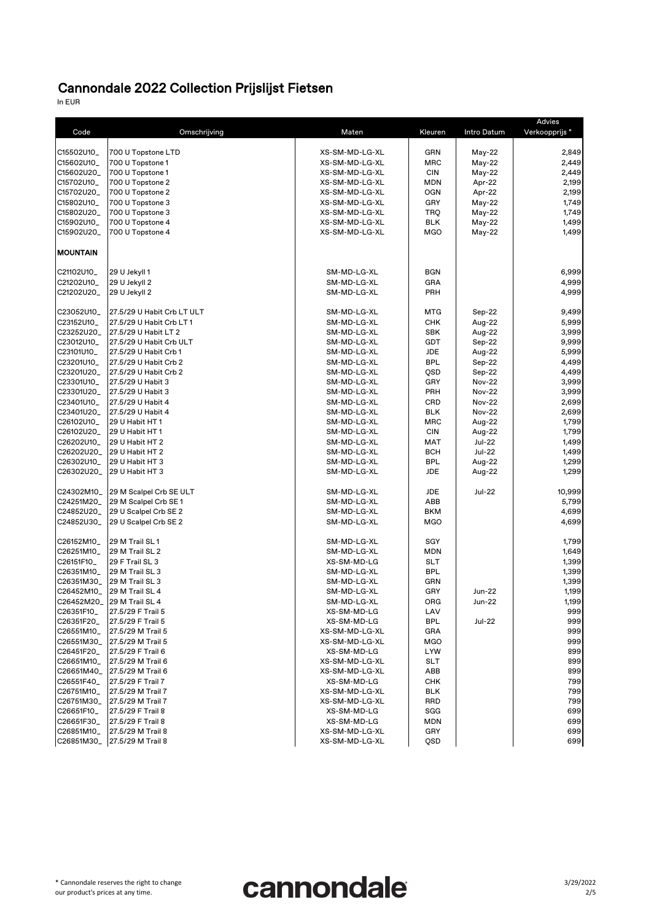# Cannondale 2022 Collection Prijslijst Fietsen

In EUR

| Code | Omschrijving | Maten | Kleuren | Intro Datum | Advies Verkoopprijs * |
|---|---|---|---|---|---|
| C15502U10_ | 700 U Topstone LTD | XS-SM-MD-LG-XL | GRN | May-22 | 2,849 |
| C15602U10_ | 700 U Topstone 1 | XS-SM-MD-LG-XL | MRC | May-22 | 2,449 |
| C15602U20_ | 700 U Topstone 1 | XS-SM-MD-LG-XL | CIN | May-22 | 2,449 |
| C15702U10_ | 700 U Topstone 2 | XS-SM-MD-LG-XL | MDN | Apr-22 | 2,199 |
| C15702U20_ | 700 U Topstone 2 | XS-SM-MD-LG-XL | OGN | Apr-22 | 2,199 |
| C15802U10_ | 700 U Topstone 3 | XS-SM-MD-LG-XL | GRY | May-22 | 1,749 |
| C15802U20_ | 700 U Topstone 3 | XS-SM-MD-LG-XL | TRQ | May-22 | 1,749 |
| C15902U10_ | 700 U Topstone 4 | XS-SM-MD-LG-XL | BLK | May-22 | 1,499 |
| C15902U20_ | 700 U Topstone 4 | XS-SM-MD-LG-XL | MGO | May-22 | 1,499 |
| **MOUNTAIN** | | | | | |
| C21102U10_ | 29 U Jekyll 1 | SM-MD-LG-XL | BGN | | 6,999 |
| C21202U10_ | 29 U Jekyll 2 | SM-MD-LG-XL | GRA | | 4,999 |
| C21202U20_ | 29 U Jekyll 2 | SM-MD-LG-XL | PRH | | 4,999 |
| C23052U10_ | 27.5/29 U Habit Crb LT ULT | SM-MD-LG-XL | MTG | Sep-22 | 9,499 |
| C23152U10_ | 27.5/29 U Habit Crb LT 1 | SM-MD-LG-XL | CHK | Aug-22 | 5,999 |
| C23252U20_ | 27.5/29 U Habit LT 2 | SM-MD-LG-XL | SBK | Aug-22 | 3,999 |
| C23012U10_ | 27.5/29 U Habit Crb ULT | SM-MD-LG-XL | GDT | Sep-22 | 9,999 |
| C23101U10_ | 27.5/29 U Habit Crb 1 | SM-MD-LG-XL | JDE | Aug-22 | 5,999 |
| C23201U10_ | 27.5/29 U Habit Crb 2 | SM-MD-LG-XL | BPL | Sep-22 | 4,499 |
| C23201U20_ | 27.5/29 U Habit Crb 2 | SM-MD-LG-XL | QSD | Sep-22 | 4,499 |
| C23301U10_ | 27.5/29 U Habit 3 | SM-MD-LG-XL | GRY | Nov-22 | 3,999 |
| C23301U20_ | 27.5/29 U Habit 3 | SM-MD-LG-XL | PRH | Nov-22 | 3,999 |
| C23401U10_ | 27.5/29 U Habit 4 | SM-MD-LG-XL | CRD | Nov-22 | 2,699 |
| C23401U20_ | 27.5/29 U Habit 4 | SM-MD-LG-XL | BLK | Nov-22 | 2,699 |
| C26102U10_ | 29 U Habit HT 1 | SM-MD-LG-XL | MRC | Aug-22 | 1,799 |
| C26102U20_ | 29 U Habit HT 1 | SM-MD-LG-XL | CIN | Aug-22 | 1,799 |
| C26202U10_ | 29 U Habit HT 2 | SM-MD-LG-XL | MAT | Jul-22 | 1,499 |
| C26202U20_ | 29 U Habit HT 2 | SM-MD-LG-XL | BCH | Jul-22 | 1,499 |
| C26302U10_ | 29 U Habit HT 3 | SM-MD-LG-XL | BPL | Aug-22 | 1,299 |
| C26302U20_ | 29 U Habit HT 3 | SM-MD-LG-XL | JDE | Aug-22 | 1,299 |
| C24302M10_ | 29 M Scalpel Crb SE ULT | SM-MD-LG-XL | JDE | Jul-22 | 10,999 |
| C24251M20_ | 29 M Scalpel Crb SE 1 | SM-MD-LG-XL | ABB | | 5,799 |
| C24852U20_ | 29 U Scalpel Crb SE 2 | SM-MD-LG-XL | BKM | | 4,699 |
| C24852U30_ | 29 U Scalpel Crb SE 2 | SM-MD-LG-XL | MGO | | 4,699 |
| C26152M10_ | 29 M Trail SL 1 | SM-MD-LG-XL | SGY | | 1,799 |
| C26251M10_ | 29 M Trail SL 2 | SM-MD-LG-XL | MDN | | 1,649 |
| C26151F10_ | 29 F Trail SL 3 | XS-SM-MD-LG | SLT | | 1,399 |
| C26351M10_ | 29 M Trail SL 3 | SM-MD-LG-XL | BPL | | 1,399 |
| C26351M30_ | 29 M Trail SL 3 | SM-MD-LG-XL | GRN | | 1,399 |
| C26452M10_ | 29 M Trail SL 4 | SM-MD-LG-XL | GRY | Jun-22 | 1,199 |
| C26452M20_ | 29 M Trail SL 4 | SM-MD-LG-XL | ORG | Jun-22 | 1,199 |
| C26351F10_ | 27.5/29 F Trail 5 | XS-SM-MD-LG | LAV | | 999 |
| C26351F20_ | 27.5/29 F Trail 5 | XS-SM-MD-LG | BPL | Jul-22 | 999 |
| C26551M10_ | 27.5/29 M Trail 5 | XS-SM-MD-LG-XL | GRA | | 999 |
| C26551M30_ | 27.5/29 M Trail 5 | XS-SM-MD-LG-XL | MGO | | 999 |
| C26451F20_ | 27.5/29 F Trail 6 | XS-SM-MD-LG | LYW | | 899 |
| C26651M10_ | 27.5/29 M Trail 6 | XS-SM-MD-LG-XL | SLT | | 899 |
| C26651M40_ | 27.5/29 M Trail 6 | XS-SM-MD-LG-XL | ABB | | 899 |
| C26551F40_ | 27.5/29 F Trail 7 | XS-SM-MD-LG | CHK | | 799 |
| C26751M10_ | 27.5/29 M Trail 7 | XS-SM-MD-LG-XL | BLK | | 799 |
| C26751M30_ | 27.5/29 M Trail 7 | XS-SM-MD-LG-XL | RRD | | 799 |
| C26651F10_ | 27.5/29 F Trail 8 | XS-SM-MD-LG | SGG | | 699 |
| C26651F30_ | 27.5/29 F Trail 8 | XS-SM-MD-LG | MDN | | 699 |
| C26851M10_ | 27.5/29 M Trail 8 | XS-SM-MD-LG-XL | GRY | | 699 |
| C26851M30_ | 27.5/29 M Trail 8 | XS-SM-MD-LG-XL | QSD | | 699 |

\* Cannondale reserves the right to change our product's prices at any time.

cannondale

3/29/2022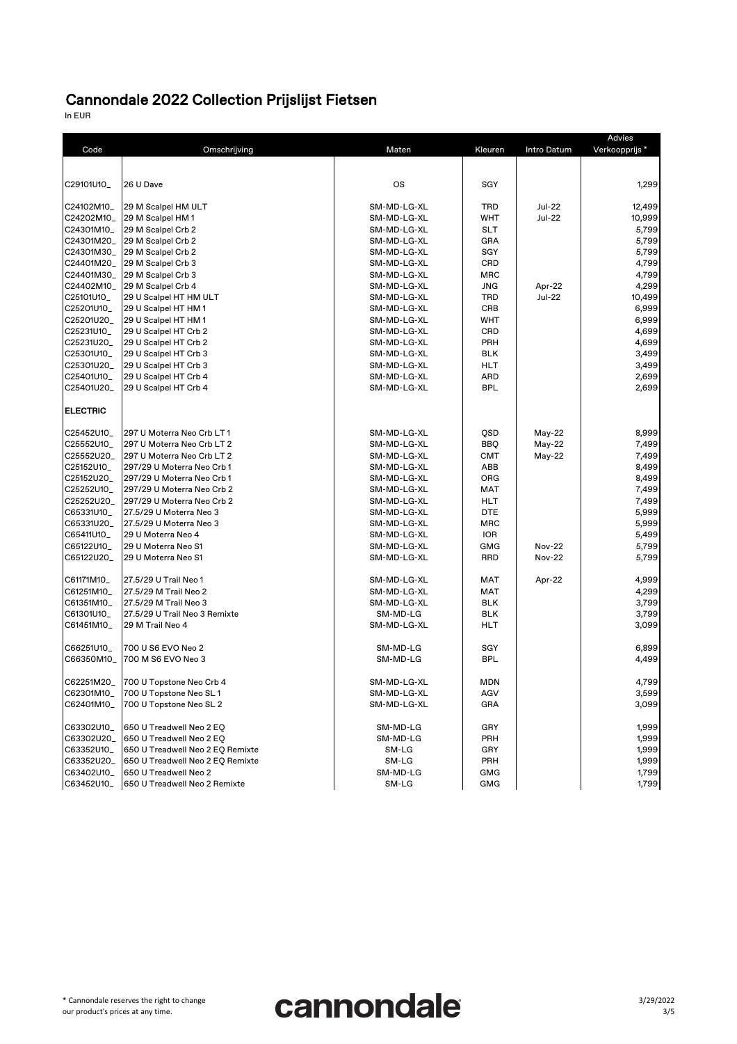# Cannondale 2022 Collection Prijslijst Fietsen

In EUR

| Code | Omschrijving | Maten | Kleuren | Intro Datum | Advies Verkoopprijs * |
|---|---|---|---|---|---|
| C29101U10_ | 26 U Dave | OS | SGY | | 1,299 |
| C24102M10_ | 29 M Scalpel HM ULT | SM-MD-LG-XL | TRD | Jul-22 | 12,499 |
| C24202M10_ | 29 M Scalpel HM 1 | SM-MD-LG-XL | WHT | Jul-22 | 10,999 |
| C24301M10_ | 29 M Scalpel Crb 2 | SM-MD-LG-XL | SLT | | 5,799 |
| C24301M20_ | 29 M Scalpel Crb 2 | SM-MD-LG-XL | GRA | | 5,799 |
| C24301M30_ | 29 M Scalpel Crb 2 | SM-MD-LG-XL | SGY | | 5,799 |
| C24401M20_ | 29 M Scalpel Crb 3 | SM-MD-LG-XL | CRD | | 4,799 |
| C24401M30_ | 29 M Scalpel Crb 3 | SM-MD-LG-XL | MRC | | 4,799 |
| C24402M10_ | 29 M Scalpel Crb 4 | SM-MD-LG-XL | JNG | Apr-22 | 4,299 |
| C25101U10_ | 29 U Scalpel HT HM ULT | SM-MD-LG-XL | TRD | Jul-22 | 10,499 |
| C25201U10_ | 29 U Scalpel HT HM 1 | SM-MD-LG-XL | CRB | | 6,999 |
| C25201U20_ | 29 U Scalpel HT HM 1 | SM-MD-LG-XL | WHT | | 6,999 |
| C25231U10_ | 29 U Scalpel HT Crb 2 | SM-MD-LG-XL | CRD | | 4,699 |
| C25231U20_ | 29 U Scalpel HT Crb 2 | SM-MD-LG-XL | PRH | | 4,699 |
| C25301U10_ | 29 U Scalpel HT Crb 3 | SM-MD-LG-XL | BLK | | 3,499 |
| C25301U20_ | 29 U Scalpel HT Crb 3 | SM-MD-LG-XL | HLT | | 3,499 |
| C25401U10_ | 29 U Scalpel HT Crb 4 | SM-MD-LG-XL | ARD | | 2,699 |
| C25401U20_ | 29 U Scalpel HT Crb 4 | SM-MD-LG-XL | BPL | | 2,699 |
| **ELECTRIC** | | | | | |
| C25452U10_ | 297 U Moterra Neo Crb LT 1 | SM-MD-LG-XL | QSD | May-22 | 8,999 |
| C25552U10_ | 297 U Moterra Neo Crb LT 2 | SM-MD-LG-XL | BBQ | May-22 | 7,499 |
| C25552U20_ | 297 U Moterra Neo Crb LT 2 | SM-MD-LG-XL | CMT | May-22 | 7,499 |
| C25152U10_ | 297/29 U Moterra Neo Crb 1 | SM-MD-LG-XL | ABB | | 8,499 |
| C25152U20_ | 297/29 U Moterra Neo Crb 1 | SM-MD-LG-XL | ORG | | 8,499 |
| C25252U10_ | 297/29 U Moterra Neo Crb 2 | SM-MD-LG-XL | MAT | | 7,499 |
| C25252U20_ | 297/29 U Moterra Neo Crb 2 | SM-MD-LG-XL | HLT | | 7,499 |
| C65331U10_ | 27.5/29 U Moterra Neo 3 | SM-MD-LG-XL | DTE | | 5,999 |
| C65331U20_ | 27.5/29 U Moterra Neo 3 | SM-MD-LG-XL | MRC | | 5,999 |
| C65411U10_ | 29 U Moterra Neo 4 | SM-MD-LG-XL | IOR | | 5,499 |
| C65122U10_ | 29 U Moterra Neo S1 | SM-MD-LG-XL | GMG | Nov-22 | 5,799 |
| C65122U20_ | 29 U Moterra Neo S1 | SM-MD-LG-XL | RRD | Nov-22 | 5,799 |
| C61171M10_ | 27.5/29 U Trail Neo 1 | SM-MD-LG-XL | MAT | Apr-22 | 4,999 |
| C61251M10_ | 27.5/29 M Trail Neo 2 | SM-MD-LG-XL | MAT | | 4,299 |
| C61351M10_ | 27.5/29 M Trail Neo 3 | SM-MD-LG-XL | BLK | | 3,799 |
| C61301U10_ | 27.5/29 U Trail Neo 3 Remixte | SM-MD-LG | BLK | | 3,799 |
| C61451M10_ | 29 M Trail Neo 4 | SM-MD-LG-XL | HLT | | 3,099 |
| C66251U10_ | 700 U S6 EVO Neo 2 | SM-MD-LG | SGY | | 6,899 |
| C66350M10_ | 700 M S6 EVO Neo 3 | SM-MD-LG | BPL | | 4,499 |
| C62251M20_ | 700 U Topstone Neo Crb 4 | SM-MD-LG-XL | MDN | | 4,799 |
| C62301M10_ | 700 U Topstone Neo SL 1 | SM-MD-LG-XL | AGV | | 3,599 |
| C62401M10_ | 700 U Topstone Neo SL 2 | SM-MD-LG-XL | GRA | | 3,099 |
| C63302U10_ | 650 U Treadwell Neo 2 EQ | SM-MD-LG | GRY | | 1,999 |
| C63302U20_ | 650 U Treadwell Neo 2 EQ | SM-MD-LG | PRH | | 1,999 |
| C63352U10_ | 650 U Treadwell Neo 2 EQ Remixte | SM-LG | GRY | | 1,999 |
| C63352U20_ | 650 U Treadwell Neo 2 EQ Remixte | SM-LG | PRH | | 1,999 |
| C63402U10_ | 650 U Treadwell Neo 2 | SM-MD-LG | GMG | | 1,799 |
| C63452U10_ | 650 U Treadwell Neo 2 Remixte | SM-LG | GMG | | 1,799 |

* Cannondale reserves the right to change our product's prices at any time.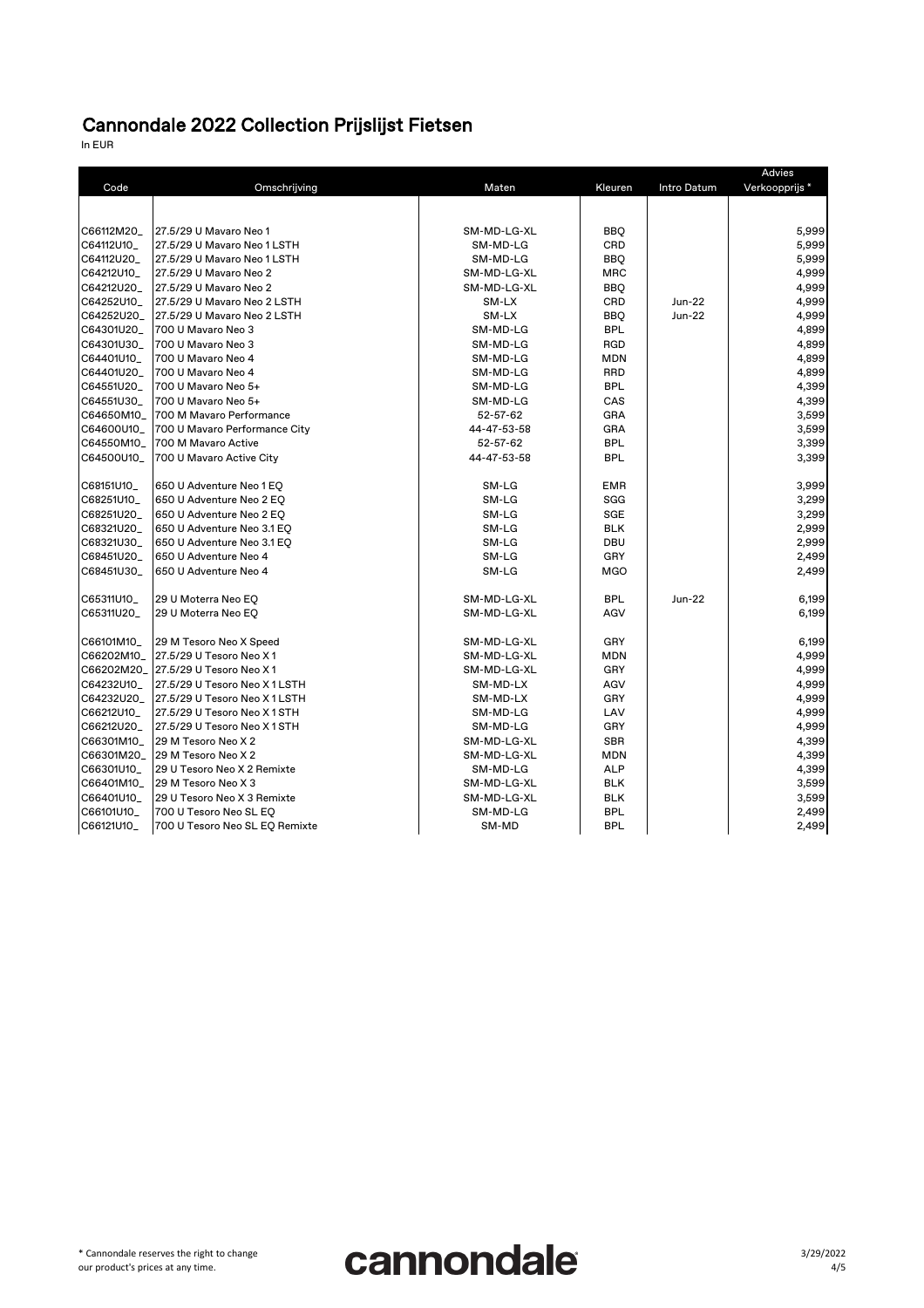# Cannondale 2022 Collection Prijslijst Fietsen

In EUR

| Code | Omschrijving | Maten | Kleuren | Intro Datum | Advies Verkoopprijs * |
|---|---|---|---|---|---|
| C66112M20_ | 27.5/29 U Mavaro Neo 1 | SM-MD-LG-XL | BBQ | | 5,999 |
| C64112U10_ | 27.5/29 U Mavaro Neo 1 LSTH | SM-MD-LG | CRD | | 5,999 |
| C64112U20_ | 27.5/29 U Mavaro Neo 1 LSTH | SM-MD-LG | BBQ | | 5,999 |
| C64212U10_ | 27.5/29 U Mavaro Neo 2 | SM-MD-LG-XL | MRC | | 4,999 |
| C64212U20_ | 27.5/29 U Mavaro Neo 2 | SM-MD-LG-XL | BBQ | | 4,999 |
| C64252U10_ | 27.5/29 U Mavaro Neo 2 LSTH | SM-LX | CRD | Jun-22 | 4,999 |
| C64252U20_ | 27.5/29 U Mavaro Neo 2 LSTH | SM-LX | BBQ | Jun-22 | 4,999 |
| C64301U20_ | 700 U Mavaro Neo 3 | SM-MD-LG | BPL | | 4,899 |
| C64301U30_ | 700 U Mavaro Neo 3 | SM-MD-LG | RGD | | 4,899 |
| C64401U10_ | 700 U Mavaro Neo 4 | SM-MD-LG | MDN | | 4,899 |
| C64401U20_ | 700 U Mavaro Neo 4 | SM-MD-LG | RRD | | 4,899 |
| C64551U20_ | 700 U Mavaro Neo 5+ | SM-MD-LG | BPL | | 4,399 |
| C64551U30_ | 700 U Mavaro Neo 5+ | SM-MD-LG | CAS | | 4,399 |
| C64650M10_ | 700 M Mavaro Performance | 52-57-62 | GRA | | 3,599 |
| C64600U10_ | 700 U Mavaro Performance City | 44-47-53-58 | GRA | | 3,599 |
| C64550M10_ | 700 M Mavaro Active | 52-57-62 | BPL | | 3,399 |
| C64500U10_ | 700 U Mavaro Active City | 44-47-53-58 | BPL | | 3,399 |
| | | | | | |
| C68151U10_ | 650 U Adventure Neo 1 EQ | SM-LG | EMR | | 3,999 |
| C68251U10_ | 650 U Adventure Neo 2 EQ | SM-LG | SGG | | 3,299 |
| C68251U20_ | 650 U Adventure Neo 2 EQ | SM-LG | SGE | | 3,299 |
| C68321U20_ | 650 U Adventure Neo 3.1 EQ | SM-LG | BLK | | 2,999 |
| C68321U30_ | 650 U Adventure Neo 3.1 EQ | SM-LG | DBU | | 2,999 |
| C68451U20_ | 650 U Adventure Neo 4 | SM-LG | GRY | | 2,499 |
| C68451U30_ | 650 U Adventure Neo 4 | SM-LG | MGO | | 2,499 |
| | | | | | |
| C65311U10_ | 29 U Moterra Neo EQ | SM-MD-LG-XL | BPL | Jun-22 | 6,199 |
| C65311U20_ | 29 U Moterra Neo EQ | SM-MD-LG-XL | AGV | | 6,199 |
| | | | | | |
| C66101M10_ | 29 M Tesoro Neo X Speed | SM-MD-LG-XL | GRY | | 6,199 |
| C66202M10_ | 27.5/29 U Tesoro Neo X 1 | SM-MD-LG-XL | MDN | | 4,999 |
| C66202M20_ | 27.5/29 U Tesoro Neo X 1 | SM-MD-LG-XL | GRY | | 4,999 |
| C64232U10_ | 27.5/29 U Tesoro Neo X 1 LSTH | SM-MD-LX | AGV | | 4,999 |
| C64232U20_ | 27.5/29 U Tesoro Neo X 1 LSTH | SM-MD-LX | GRY | | 4,999 |
| C66212U10_ | 27.5/29 U Tesoro Neo X 1 STH | SM-MD-LG | LAV | | 4,999 |
| C66212U20_ | 27.5/29 U Tesoro Neo X 1 STH | SM-MD-LG | GRY | | 4,999 |
| C66301M10_ | 29 M Tesoro Neo X 2 | SM-MD-LG-XL | SBR | | 4,399 |
| C66301M20_ | 29 M Tesoro Neo X 2 | SM-MD-LG-XL | MDN | | 4,399 |
| C66301U10_ | 29 U Tesoro Neo X 2 Remixte | SM-MD-LG | ALP | | 4,399 |
| C66401M10_ | 29 M Tesoro Neo X 3 | SM-MD-LG-XL | BLK | | 3,599 |
| C66401U10_ | 29 U Tesoro Neo X 3 Remixte | SM-MD-LG-XL | BLK | | 3,599 |
| C66101U10_ | 700 U Tesoro Neo SL EQ | SM-MD-LG | BPL | | 2,499 |
| C66121U10_ | 700 U Tesoro Neo SL EQ Remixte | SM-MD | BPL | | 2,499 |

\* Cannondale reserves the right to change our product's prices at any time.

cannondale

3/29/2022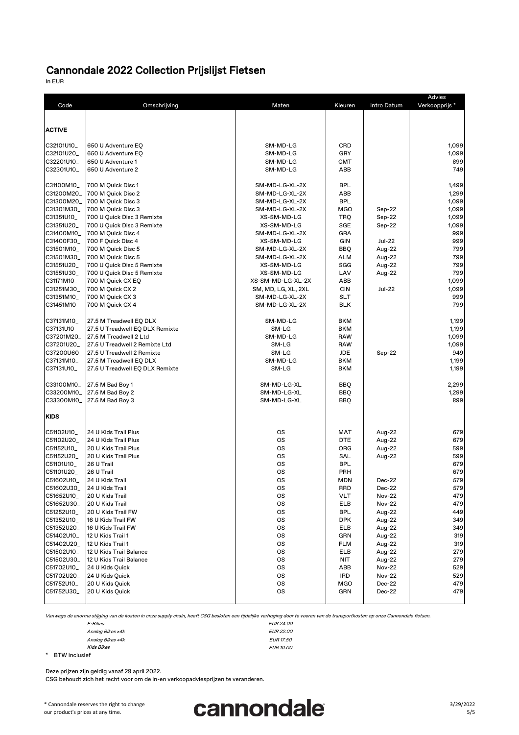# Cannondale 2022 Collection Prijslijst Fietsen

In EUR

| Code | Omschrijving | Maten | Kleuren | Intro Datum | Advies Verkoopprijs * |
|---|---|---|---|---|---|
| **ACTIVE** | | | | | |
| C32101U10_ | 650 U Adventure EQ | SM-MD-LG | CRD | | 1,099 |
| C32101U20_ | 650 U Adventure EQ | SM-MD-LG | GRY | | 1,099 |
| C32201U10_ | 650 U Adventure 1 | SM-MD-LG | CMT | | 899 |
| C32301U10_ | 650 U Adventure 2 | SM-MD-LG | ABB | | 749 |
| C31100M10_ | 700 M Quick Disc 1 | SM-MD-LG-XL-2X | BPL | | 1,499 |
| C31200M20_ | 700 M Quick Disc 2 | SM-MD-LG-XL-2X | ABB | | 1,299 |
| C31300M20_ | 700 M Quick Disc 3 | SM-MD-LG-XL-2X | BPL | | 1,099 |
| C31301M30_ | 700 M Quick Disc 3 | SM-MD-LG-XL-2X | MGO | Sep-22 | 1,099 |
| C31351U10_ | 700 U Quick Disc 3 Remixte | XS-SM-MD-LG | TRQ | Sep-22 | 1,099 |
| C31351U20_ | 700 U Quick Disc 3 Remixte | XS-SM-MD-LG | SGE | Sep-22 | 1,099 |
| C31400M10_ | 700 M Quick Disc 4 | SM-MD-LG-XL-2X | GRA | | 999 |
| C31400F30_ | 700 F Quick Disc 4 | XS-SM-MD-LG | GIN | Jul-22 | 999 |
| C31501M10_ | 700 M Quick Disc 5 | SM-MD-LG-XL-2X | BBQ | Aug-22 | 799 |
| C31501M30_ | 700 M Quick Disc 5 | SM-MD-LG-XL-2X | ALM | Aug-22 | 799 |
| C31551U20_ | 700 U Quick Disc 5 Remixte | XS-SM-MD-LG | SGG | Aug-22 | 799 |
| C31551U30_ | 700 U Quick Disc 5 Remixte | XS-SM-MD-LG | LAV | Aug-22 | 799 |
| C31171M10_ | 700 M Quick CX EQ | XS-SM-MD-LG-XL-2X | ABB | | 1,099 |
| C31251M30_ | 700 M Quick CX 2 | SM, MD, LG, XL, 2XL | CIN | Jul-22 | 1,099 |
| C31351M10_ | 700 M Quick CX 3 | SM-MD-LG-XL-2X | SLT | | 999 |
| C31451M10_ | 700 M Quick CX 4 | SM-MD-LG-XL-2X | BLK | | 799 |
| C37131M10_ | 27.5 M Treadwell EQ DLX | SM-MD-LG | BKM | | 1,199 |
| C37131U10_ | 27.5 U Treadwell EQ DLX Remixte | SM-LG | BKM | | 1,199 |
| C37201M20_ | 27.5 M Treadwell 2 Ltd | SM-MD-LG | RAW | | 1,099 |
| C37201U20_ | 27.5 U Treadwell 2 Remixte Ltd | SM-LG | RAW | | 1,099 |
| C37200U60_ | 27.5 U Treadwell 2 Remixte | SM-LG | JDE | Sep-22 | 949 |
| C37131M10_ | 27.5 M Treadwell EQ DLX | SM-MD-LG | BKM | | 1,199 |
| C37131U10_ | 27.5 U Treadwell EQ DLX Remixte | SM-LG | BKM | | 1,199 |
| C33100M10_ | 27.5 M Bad Boy 1 | SM-MD-LG-XL | BBQ | | 2,299 |
| C33200M10_ | 27.5 M Bad Boy 2 | SM-MD-LG-XL | BBQ | | 1,299 |
| C33300M10_ | 27.5 M Bad Boy 3 | SM-MD-LG-XL | BBQ | | 899 |
| **KIDS** | | | | | |
| C51102U10_ | 24 U Kids Trail Plus | OS | MAT | Aug-22 | 679 |
| C51102U20_ | 24 U Kids Trail Plus | OS | DTE | Aug-22 | 679 |
| C51152U10_ | 20 U Kids Trail Plus | OS | ORG | Aug-22 | 599 |
| C51152U20_ | 20 U Kids Trail Plus | OS | SAL | Aug-22 | 599 |
| C51101U10_ | 26 U Trail | OS | BPL | | 679 |
| C51101U20_ | 26 U Trail | OS | PRH | | 679 |
| C51602U10_ | 24 U Kids Trail | OS | MDN | Dec-22 | 579 |
| C51602U30_ | 24 U Kids Trail | OS | RRD | Dec-22 | 579 |
| C51652U10_ | 20 U Kids Trail | OS | VLT | Nov-22 | 479 |
| C51652U30_ | 20 U Kids Trail | OS | ELB | Nov-22 | 479 |
| C51252U10_ | 20 U Kids Trail FW | OS | BPL | Aug-22 | 449 |
| C51352U10_ | 16 U Kids Trail FW | OS | DPK | Aug-22 | 349 |
| C51352U20_ | 16 U Kids Trail FW | OS | ELB | Aug-22 | 349 |
| C51402U10_ | 12 U Kids Trail 1 | OS | GRN | Aug-22 | 319 |
| C51402U20_ | 12 U Kids Trail 1 | OS | FLM | Aug-22 | 319 |
| C51502U10_ | 12 U Kids Trail Balance | OS | ELB | Aug-22 | 279 |
| C51502U30_ | 12 U Kids Trail Balance | OS | NIT | Aug-22 | 279 |
| C51702U10_ | 24 U Kids Quick | OS | ABB | Nov-22 | 529 |
| C51702U20_ | 24 U Kids Quick | OS | IRD | Nov-22 | 529 |
| C51752U10_ | 20 U Kids Quick | OS | MGO | Dec-22 | 479 |
| C51752U30_ | 20 U Kids Quick | OS | GRN | Dec-22 | 479 |

*Vanwege de enorme stijging van de kosten in onze supply chain, heeft CSG besloten een tijdelijke verhoging door te voeren van de transportkosten op onze Cannondale fietsen.*

| | |
|---|---|
| *E-Bikes* | *EUR 24.00* |
| *Analog Bikes >4k* | *EUR 22.00* |
| *Analog Bikes <4k* | *EUR 17.50* |
| *Kids Bikes* | *EUR 10.00* |

\* BTW inclusief

Deze prijzen zijn geldig vanaf 28 april 2022.
CSG behoudt zich het recht voor om de in-en verkoopadviesprijzen te veranderen.

* Cannondale reserves the right to change our product's prices at any time.

cannondale

3/29/2022